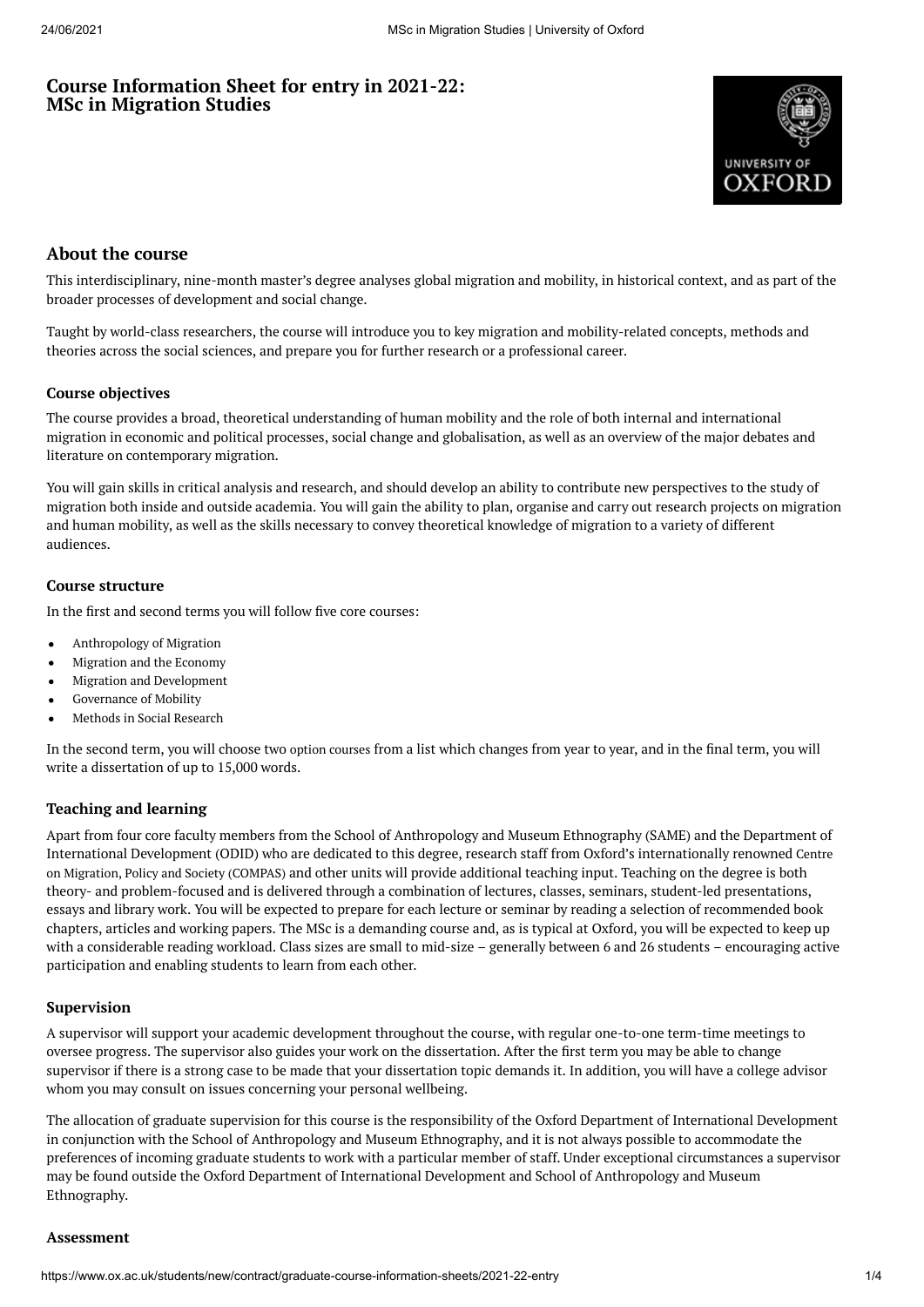# Course Information Sheet for entry in 2021-22: MSc in Migration Studies

## About the course

This interdisciplinary, nine-month master's degree analyses global migration and mobility, in historical context, and as part of the broader processes of development and social change.

Taught by world-class researchers, the course will introduce you to key migration and mobility-related concepts, methods and theories across the social sciences, and prepare you for further research or a professional career.

### Course objectives

The course provides a broad, theoretical understanding of human mobility and the role of both internal and international migration in economic and political processes, social change and globalisation, as well as an overview of the major debates and literature on contemporary migration.

You will gain skills in critical analysis and research, and should develop an ability to contribute new perspectives to the study of migration both inside and outside academia. You will gain the ability to plan, organise and carry out research projects on migration and human mobility, as well as the skills necessary to convey theoretical knowledge of migration to a variety of different audiences.

### Course structure

In the first and second terms you will follow five core courses:

- Anthropology of Migration
- Migration and the Economy
- Migration and Development
- Governance of Mobility
- Methods in Social Research

In the second term, you will choose two option courses from a list which changes from year to year, and in the final term, you will write a dissertation of up to 15,000 words.

### Teaching and learning

Apart from four core faculty members from the School of Anthropology and Museum Ethnography (SAME) and the Department of International Development (ODID) who are dedicated to this degree, research staff from Oxford's internationally renowned Centre on Migration, Policy and Society (COMPAS) and other units will provide additional teaching input. Teaching on the degree is both theory- and problem-focused and is delivered through a combination of lectures, classes, seminars, student-led presentations, essays and library work. You will be expected to prepare for each lecture or seminar by reading a selection of recommended book chapters, articles and working papers. The MSc is a demanding course and, as is typical at Oxford, you will be expected to keep up with a considerable reading workload. Class sizes are small to mid-size – generally between 6 and 26 students – encouraging active participation and enabling students to learn from each other.

### Supervision

A supervisor will support your academic development throughout the course, with regular one-to-one term-time meetings to oversee progress. The supervisor also guides your work on the dissertation. After the first term you may be able to change supervisor if there is a strong case to be made that your dissertation topic demands it. In addition, you will have a college advisor whom you may consult on issues concerning your personal wellbeing.

The allocation of graduate supervision for this course is the responsibility of the Oxford Department of International Development in conjunction with the School of Anthropology and Museum Ethnography, and it is not always possible to accommodate the preferences of incoming graduate students to work with a particular member of staff. Under exceptional circumstances a supervisor may be found outside the Oxford Department of International Development and School of Anthropology and Museum Ethnography.

### Assessment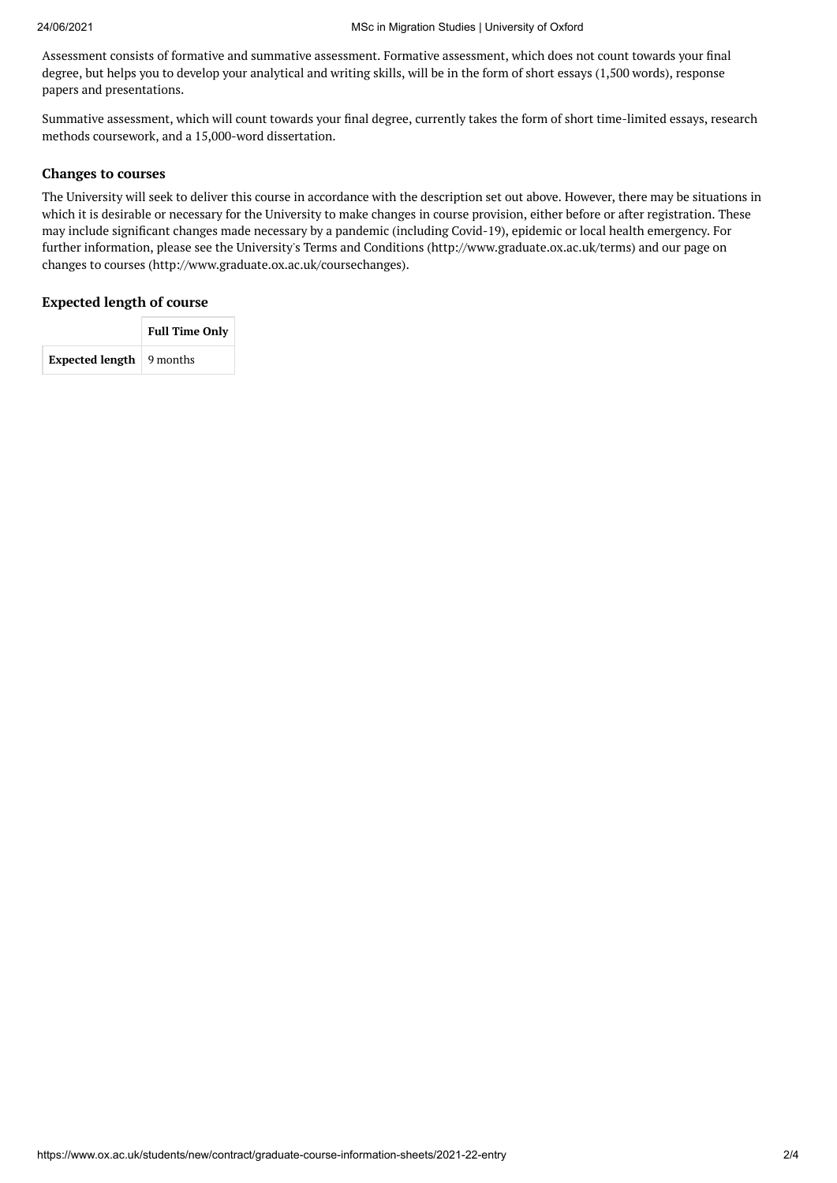Assessment consists of formative and summative assessment. Formative assessment, which does not count towards your final degree, but helps you to develop your analytical and writing skills, will be in the form of short essays (1,500 words), response papers and presentations.

Summative assessment, which will count towards your final degree, currently takes the form of short time-limited essays, research methods coursework, and a 15,000-word dissertation.

### Changes to courses

The University will seek to deliver this course in accordance with the description set out above. However, there may be situations in which it is desirable or necessary for the University to make changes in course provision, either before or after registration. These may include significant changes made necessary by a pandemic (including Covid-19), epidemic or local health emergency. For further information, please see the University's Terms and Conditions (http://www.graduate.ox.ac.uk/terms) and our page on changes to courses (http://www.graduate.ox.ac.uk/coursechanges).

### Expected length of course

| | **Full Time Only** |
|---|---|
| **Expected length** | 9 months |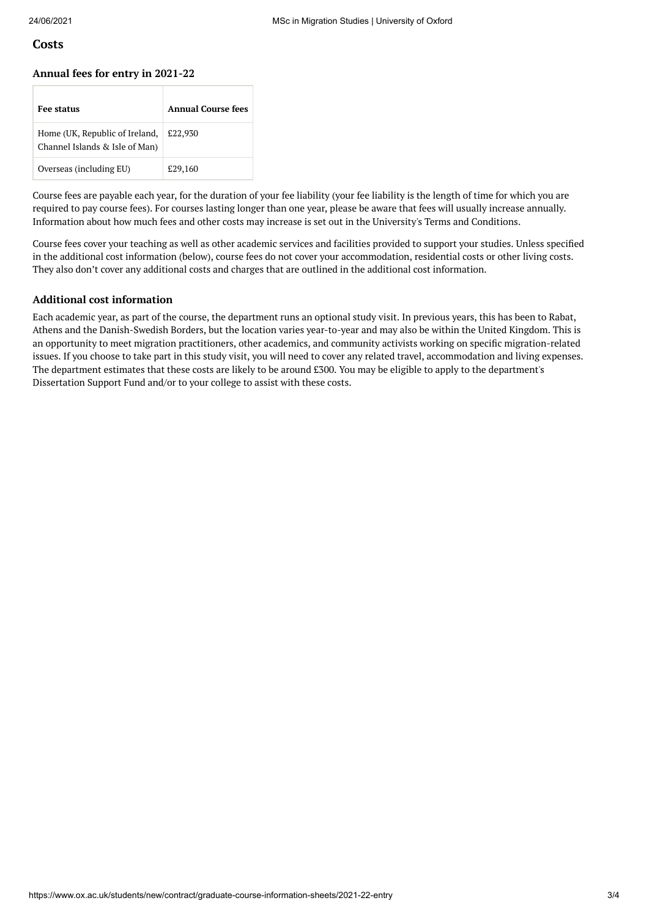## Costs

### Annual fees for entry in 2021-22

| Fee status | Annual Course fees |
| --- | --- |
| Home (UK, Republic of Ireland, Channel Islands & Isle of Man) | £22,930 |
| Overseas (including EU) | £29,160 |

Course fees are payable each year, for the duration of your fee liability (your fee liability is the length of time for which you are required to pay course fees). For courses lasting longer than one year, please be aware that fees will usually increase annually. Information about how much fees and other costs may increase is set out in the University's Terms and Conditions.

Course fees cover your teaching as well as other academic services and facilities provided to support your studies. Unless specified in the additional cost information (below), course fees do not cover your accommodation, residential costs or other living costs. They also don't cover any additional costs and charges that are outlined in the additional cost information.

### Additional cost information

Each academic year, as part of the course, the department runs an optional study visit. In previous years, this has been to Rabat, Athens and the Danish-Swedish Borders, but the location varies year-to-year and may also be within the United Kingdom. This is an opportunity to meet migration practitioners, other academics, and community activists working on specific migration-related issues. If you choose to take part in this study visit, you will need to cover any related travel, accommodation and living expenses. The department estimates that these costs are likely to be around £300. You may be eligible to apply to the department's Dissertation Support Fund and/or to your college to assist with these costs.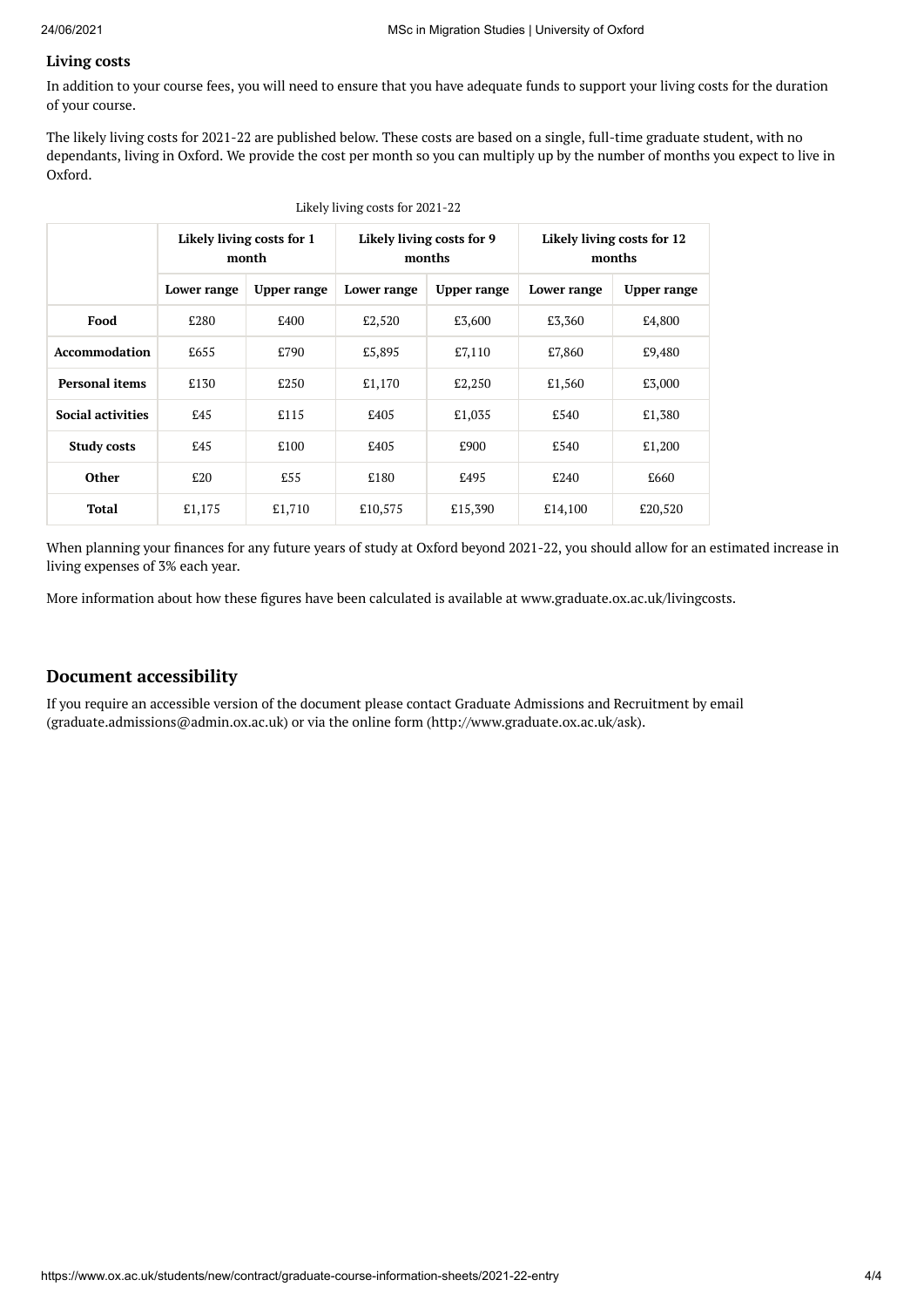### Living costs

In addition to your course fees, you will need to ensure that you have adequate funds to support your living costs for the duration of your course.

The likely living costs for 2021-22 are published below. These costs are based on a single, full-time graduate student, with no dependants, living in Oxford. We provide the cost per month so you can multiply up by the number of months you expect to live in Oxford.

Likely living costs for 2021-22

| | Likely living costs for 1 month | | Likely living costs for 9 months | | Likely living costs for 12 months | |
|---|---|---|---|---|---|---|
| | **Lower range** | **Upper range** | **Lower range** | **Upper range** | **Lower range** | **Upper range** |
| **Food** | £280 | £400 | £2,520 | £3,600 | £3,360 | £4,800 |
| **Accommodation** | £655 | £790 | £5,895 | £7,110 | £7,860 | £9,480 |
| **Personal items** | £130 | £250 | £1,170 | £2,250 | £1,560 | £3,000 |
| **Social activities** | £45 | £115 | £405 | £1,035 | £540 | £1,380 |
| **Study costs** | £45 | £100 | £405 | £900 | £540 | £1,200 |
| **Other** | £20 | £55 | £180 | £495 | £240 | £660 |
| **Total** | £1,175 | £1,710 | £10,575 | £15,390 | £14,100 | £20,520 |

When planning your finances for any future years of study at Oxford beyond 2021-22, you should allow for an estimated increase in living expenses of 3% each year.

More information about how these figures have been calculated is available at www.graduate.ox.ac.uk/livingcosts.

## Document accessibility

If you require an accessible version of the document please contact Graduate Admissions and Recruitment by email (graduate.admissions@admin.ox.ac.uk) or via the online form (http://www.graduate.ox.ac.uk/ask).